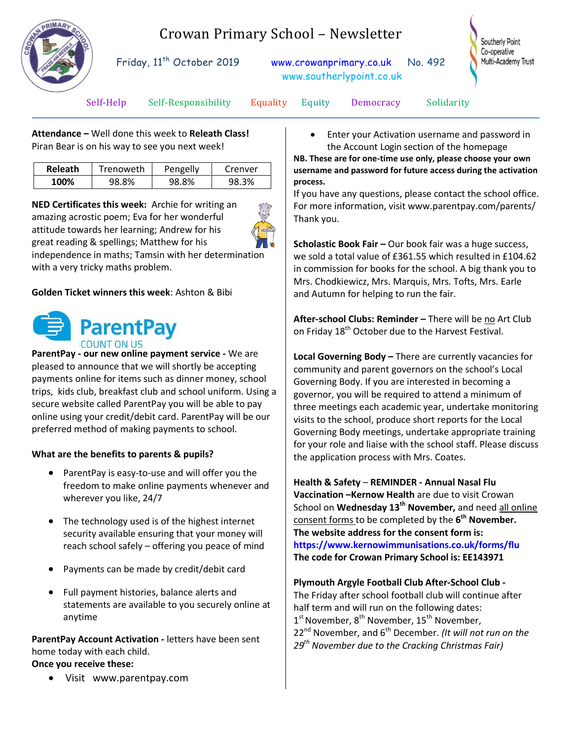# Crowan Primary School – Newsletter

Friday, 11th October 2019 www.crowanprimary.co.uk No. 492
www.southerlypoint.co.uk

Southerly Point Co-operative Multi-Academy Trust

Self-Help Self-Responsibility Equality Equity Democracy Solidarity

**Attendance –** Well done this week to **Releath Class!** Piran Bear is on his way to see you next week!

| Releath | Trenoweth | Pengelly | Crenver |
|---|---|---|---|
| **100%** | 98.8% | 98.8% | 98.3% |

**NED Certificates this week:** Archie for writing an amazing acrostic poem; Eva for her wonderful attitude towards her learning; Andrew for his great reading & spellings; Matthew for his independence in maths; Tamsin with her determination with a very tricky maths problem.

**Golden Ticket winners this week**: Ashton & Bibi

ParentPay COUNT ON US

**ParentPay - our new online payment service -** We are pleased to announce that we will shortly be accepting payments online for items such as dinner money, school trips, kids club, breakfast club and school uniform. Using a secure website called ParentPay you will be able to pay online using your credit/debit card. ParentPay will be our preferred method of making payments to school.

**What are the benefits to parents & pupils?**

- ParentPay is easy-to-use and will offer you the freedom to make online payments whenever and wherever you like, 24/7
- The technology used is of the highest internet security available ensuring that your money will reach school safely – offering you peace of mind
- Payments can be made by credit/debit card
- Full payment histories, balance alerts and statements are available to you securely online at anytime

**ParentPay Account Activation -** letters have been sent home today with each child.
**Once you receive these:**

- Visit www.parentpay.com
- Enter your Activation username and password in the Account Login section of the homepage

**NB. These are for one-time use only, please choose your own username and password for future access during the activation process.**
If you have any questions, please contact the school office. For more information, visit www.parentpay.com/parents/
Thank you.

**Scholastic Book Fair –** Our book fair was a huge success, we sold a total value of £361.55 which resulted in £104.62 in commission for books for the school. A big thank you to Mrs. Chodkiewicz, Mrs. Marquis, Mrs. Tofts, Mrs. Earle and Autumn for helping to run the fair.

**After-school Clubs: Reminder –** There will be no Art Club on Friday 18th October due to the Harvest Festival.

**Local Governing Body –** There are currently vacancies for community and parent governors on the school's Local Governing Body. If you are interested in becoming a governor, you will be required to attend a minimum of three meetings each academic year, undertake monitoring visits to the school, produce short reports for the Local Governing Body meetings, undertake appropriate training for your role and liaise with the school staff. Please discuss the application process with Mrs. Coates.

**Health & Safety – REMINDER - Annual Nasal Flu Vaccination –Kernow Health** are due to visit Crowan School on **Wednesday 13th November,** and need all online consent forms to be completed by the **6th November.**
**The website address for the consent form is:**
**https://www.kernowimmunisations.co.uk/forms/flu**
**The code for Crowan Primary School is: EE143971**

**Plymouth Argyle Football Club After-School Club -**
The Friday after school football club will continue after half term and will run on the following dates:
1st November, 8th November, 15th November, 22nd November, and 6th December. *(It will not run on the 29th November due to the Cracking Christmas Fair)*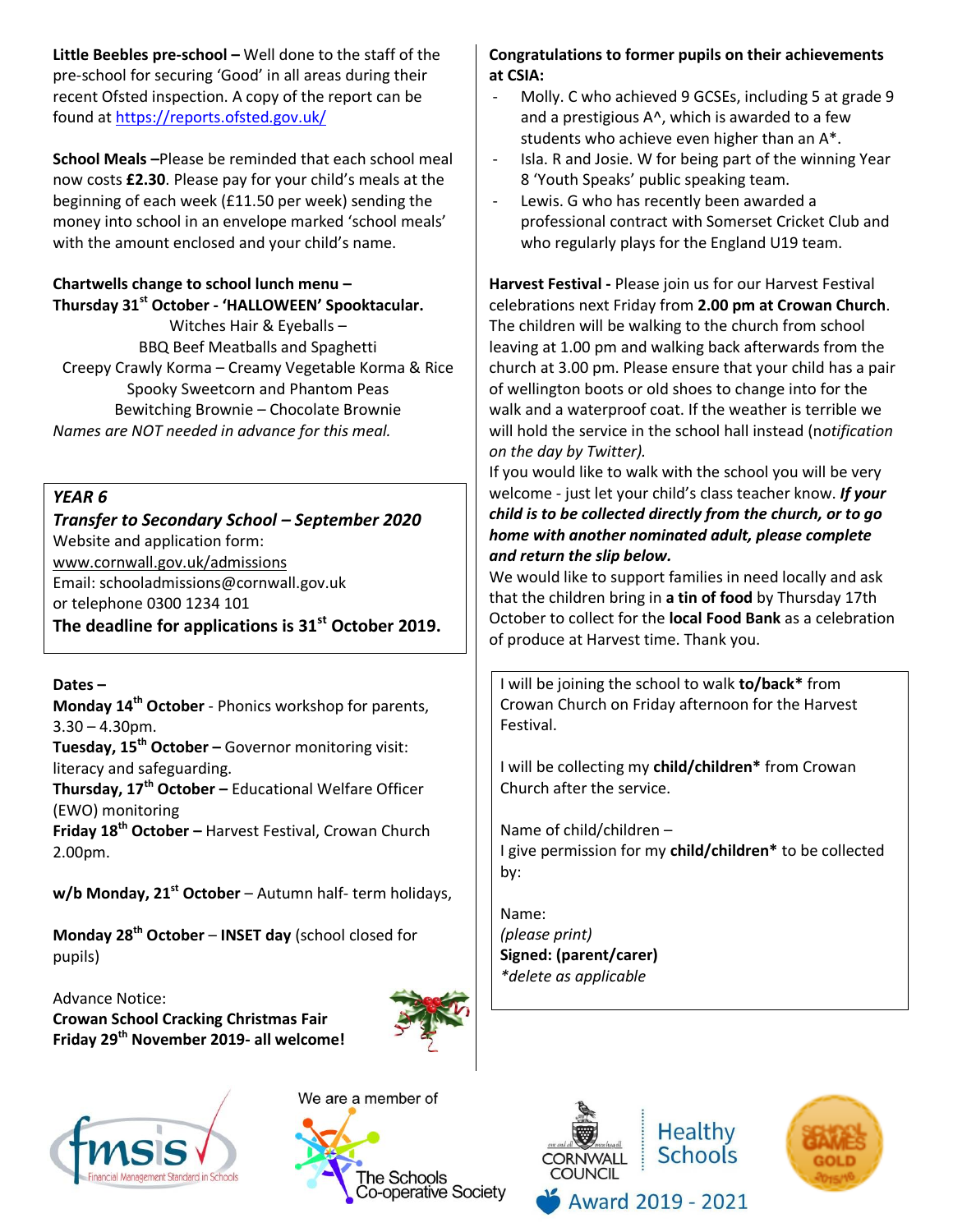**Little Beebles pre-school –** Well done to the staff of the pre-school for securing 'Good' in all areas during their recent Ofsted inspection. A copy of the report can be found at https://reports.ofsted.gov.uk/

**School Meals –**Please be reminded that each school meal now costs **£2.30**. Please pay for your child's meals at the beginning of each week (£11.50 per week) sending the money into school in an envelope marked 'school meals' with the amount enclosed and your child's name.

**Chartwells change to school lunch menu –**
**Thursday 31st October - 'HALLOWEEN' Spooktacular.**

Witches Hair & Eyeballs –
BBQ Beef Meatballs and Spaghetti
Creepy Crawly Korma – Creamy Vegetable Korma & Rice
Spooky Sweetcorn and Phantom Peas
Bewitching Brownie – Chocolate Brownie

*Names are NOT needed in advance for this meal.*

***YEAR 6***

***Transfer to Secondary School – September 2020***

Website and application form:
www.cornwall.gov.uk/admissions
Email: schooladmissions@cornwall.gov.uk
or telephone 0300 1234 101

**The deadline for applications is 31st October 2019.**

**Dates –**

**Monday 14th October** - Phonics workshop for parents, 3.30 – 4.30pm.
**Tuesday, 15th October –** Governor monitoring visit: literacy and safeguarding.
**Thursday, 17th October –** Educational Welfare Officer (EWO) monitoring
**Friday 18th October –** Harvest Festival, Crowan Church 2.00pm.

**w/b Monday, 21st October** – Autumn half- term holidays,

**Monday 28th October** – **INSET day** (school closed for pupils)

Advance Notice:
**Crowan School Cracking Christmas Fair**
**Friday 29th November 2019- all welcome!**

**Congratulations to former pupils on their achievements at CSIA:**

- Molly. C who achieved 9 GCSEs, including 5 at grade 9 and a prestigious A^, which is awarded to a few students who achieve even higher than an A*.
- Isla. R and Josie. W for being part of the winning Year 8 'Youth Speaks' public speaking team.
- Lewis. G who has recently been awarded a professional contract with Somerset Cricket Club and who regularly plays for the England U19 team.

**Harvest Festival -** Please join us for our Harvest Festival celebrations next Friday from **2.00 pm at Crowan Church**. The children will be walking to the church from school leaving at 1.00 pm and walking back afterwards from the church at 3.00 pm. Please ensure that your child has a pair of wellington boots or old shoes to change into for the walk and a waterproof coat. If the weather is terrible we will hold the service in the school hall instead (*notification on the day by Twitter).*
If you would like to walk with the school you will be very welcome - just let your child's class teacher know. ***If your child is to be collected directly from the church, or to go home with another nominated adult, please complete and return the slip below.***
We would like to support families in need locally and ask that the children bring in **a tin of food** by Thursday 17th October to collect for the **local Food Bank** as a celebration of produce at Harvest time. Thank you.

I will be joining the school to walk **to/back*** from Crowan Church on Friday afternoon for the Harvest Festival.

I will be collecting my **child/children*** from Crowan Church after the service.

Name of child/children –
I give permission for my **child/children*** to be collected by:

Name:
*(please print)*
**Signed: (parent/carer)**
*\*delete as applicable*

fmsis Financial Management Standard in Schools

We are a member of The Schools Co-operative Society

CORNWALL COUNCIL Healthy Schools Award 2019 - 2021

SCHOOL GAMES GOLD 2015/16